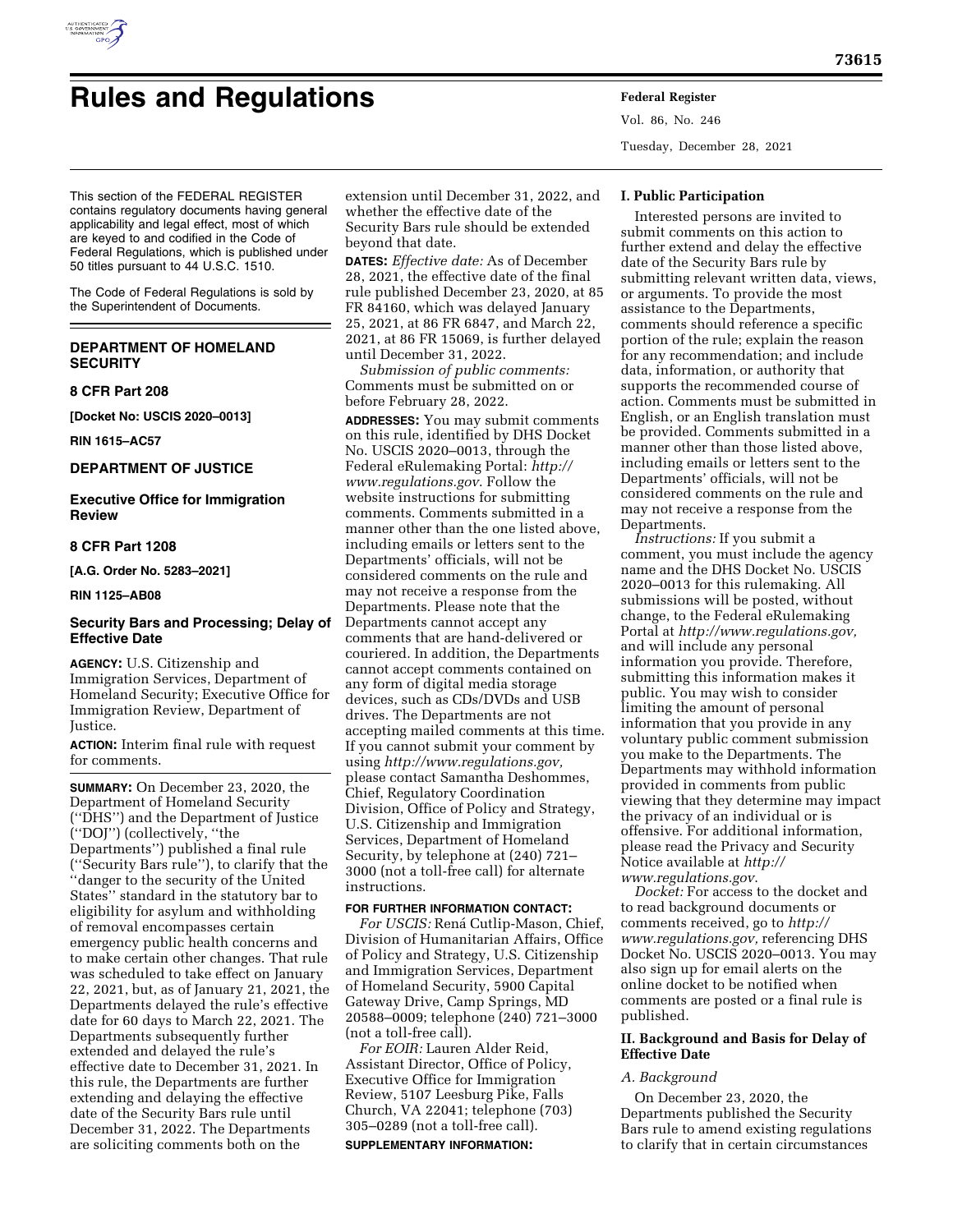# Rules and Regulations

This section of the FEDERAL REGISTER contains regulatory documents having general applicability and legal effect, most of which are keyed to and codified in the Code of Federal Regulations, which is published under 50 titles pursuant to 44 U.S.C. 1510.

The Code of Federal Regulations is sold by the Superintendent of Documents.

## DEPARTMENT OF HOMELAND SECURITY

### 8 CFR Part 208

**[Docket No: USCIS 2020–0013]**

**RIN 1615–AC57**

## DEPARTMENT OF JUSTICE

### Executive Office for Immigration Review

### 8 CFR Part 1208

**[A.G. Order No. 5283–2021]**

**RIN 1125–AB08**

## Security Bars and Processing; Delay of Effective Date

**AGENCY:** U.S. Citizenship and Immigration Services, Department of Homeland Security; Executive Office for Immigration Review, Department of Justice.

**ACTION:** Interim final rule with request for comments.

**SUMMARY:** On December 23, 2020, the Department of Homeland Security (''DHS'') and the Department of Justice (''DOJ'') (collectively, ''the Departments'') published a final rule (''Security Bars rule''), to clarify that the ''danger to the security of the United States'' standard in the statutory bar to eligibility for asylum and withholding of removal encompasses certain emergency public health concerns and to make certain other changes. That rule was scheduled to take effect on January 22, 2021, but, as of January 21, 2021, the Departments delayed the rule's effective date for 60 days to March 22, 2021. The Departments subsequently further extended and delayed the rule's effective date to December 31, 2021. In this rule, the Departments are further extending and delaying the effective date of the Security Bars rule until December 31, 2022. The Departments are soliciting comments both on the extension until December 31, 2022, and whether the effective date of the Security Bars rule should be extended beyond that date.

**DATES:** *Effective date:* As of December 28, 2021, the effective date of the final rule published December 23, 2020, at 85 FR 84160, which was delayed January 25, 2021, at 86 FR 6847, and March 22, 2021, at 86 FR 15069, is further delayed until December 31, 2022.

*Submission of public comments:* Comments must be submitted on or before February 28, 2022.

**ADDRESSES:** You may submit comments on this rule, identified by DHS Docket No. USCIS 2020–0013, through the Federal eRulemaking Portal: *http://www.regulations.gov*. Follow the website instructions for submitting comments. Comments submitted in a manner other than the one listed above, including emails or letters sent to the Departments' officials, will not be considered comments on the rule and may not receive a response from the Departments. Please note that the Departments cannot accept any comments that are hand-delivered or couriered. In addition, the Departments cannot accept comments contained on any form of digital media storage devices, such as CDs/DVDs and USB drives. The Departments are not accepting mailed comments at this time. If you cannot submit your comment by using *http://www.regulations.gov,* please contact Samantha Deshommes, Chief, Regulatory Coordination Division, Office of Policy and Strategy, U.S. Citizenship and Immigration Services, Department of Homeland Security, by telephone at (240) 721–3000 (not a toll-free call) for alternate instructions.

**FOR FURTHER INFORMATION CONTACT:**

*For USCIS:* Rená Cutlip-Mason, Chief, Division of Humanitarian Affairs, Office of Policy and Strategy, U.S. Citizenship and Immigration Services, Department of Homeland Security, 5900 Capital Gateway Drive, Camp Springs, MD 20588–0009; telephone (240) 721–3000 (not a toll-free call).

*For EOIR:* Lauren Alder Reid, Assistant Director, Office of Policy, Executive Office for Immigration Review, 5107 Leesburg Pike, Falls Church, VA 22041; telephone (703) 305–0289 (not a toll-free call).

**SUPPLEMENTARY INFORMATION:**

### I. Public Participation

Interested persons are invited to submit comments on this action to further extend and delay the effective date of the Security Bars rule by submitting relevant written data, views, or arguments. To provide the most assistance to the Departments, comments should reference a specific portion of the rule; explain the reason for any recommendation; and include data, information, or authority that supports the recommended course of action. Comments must be submitted in English, or an English translation must be provided. Comments submitted in a manner other than those listed above, including emails or letters sent to the Departments' officials, will not be considered comments on the rule and may not receive a response from the Departments.

*Instructions:* If you submit a comment, you must include the agency name and the DHS Docket No. USCIS 2020–0013 for this rulemaking. All submissions will be posted, without change, to the Federal eRulemaking Portal at *http://www.regulations.gov,* and will include any personal information you provide. Therefore, submitting this information makes it public. You may wish to consider limiting the amount of personal information that you provide in any voluntary public comment submission you make to the Departments. The Departments may withhold information provided in comments from public viewing that they determine may impact the privacy of an individual or is offensive. For additional information, please read the Privacy and Security Notice available at *http://www.regulations.gov*.

*Docket:* For access to the docket and to read background documents or comments received, go to *http://www.regulations.gov,* referencing DHS Docket No. USCIS 2020–0013. You may also sign up for email alerts on the online docket to be notified when comments are posted or a final rule is published.

### II. Background and Basis for Delay of Effective Date

#### *A. Background*

On December 23, 2020, the Departments published the Security Bars rule to amend existing regulations to clarify that in certain circumstances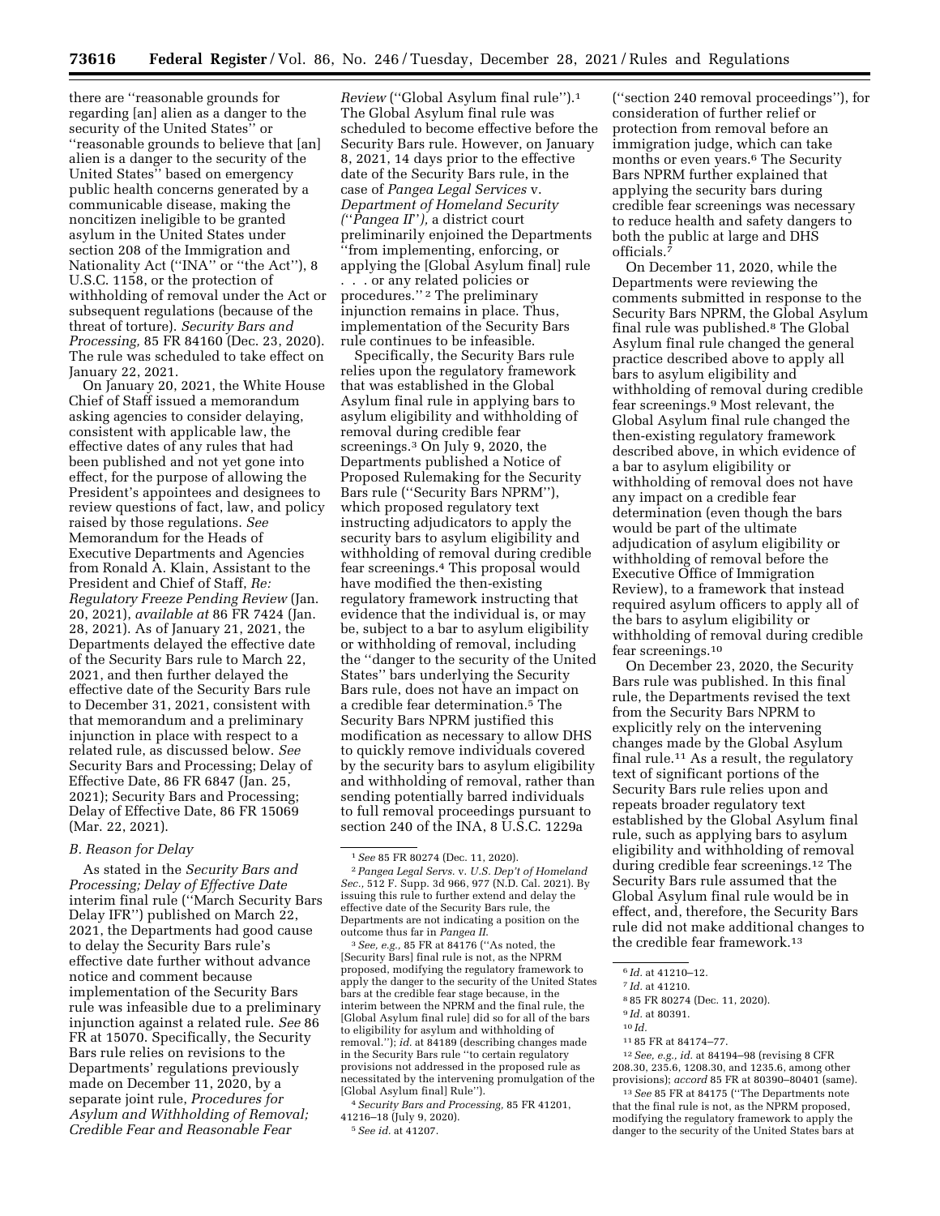there are "reasonable grounds for regarding [an] alien as a danger to the security of the United States" or "reasonable grounds to believe that [an] alien is a danger to the security of the United States" based on emergency public health concerns generated by a communicable disease, making the noncitizen ineligible to be granted asylum in the United States under section 208 of the Immigration and Nationality Act ("INA" or "the Act"), 8 U.S.C. 1158, or the protection of withholding of removal under the Act or subsequent regulations (because of the threat of torture). *Security Bars and Processing,* 85 FR 84160 (Dec. 23, 2020). The rule was scheduled to take effect on January 22, 2021.

On January 20, 2021, the White House Chief of Staff issued a memorandum asking agencies to consider delaying, consistent with applicable law, the effective dates of any rules that had been published and not yet gone into effect, for the purpose of allowing the President's appointees and designees to review questions of fact, law, and policy raised by those regulations. *See* Memorandum for the Heads of Executive Departments and Agencies from Ronald A. Klain, Assistant to the President and Chief of Staff, *Re: Regulatory Freeze Pending Review* (Jan. 20, 2021), *available at* 86 FR 7424 (Jan. 28, 2021). As of January 21, 2021, the Departments delayed the effective date of the Security Bars rule to March 22, 2021, and then further delayed the effective date of the Security Bars rule to December 31, 2021, consistent with that memorandum and a preliminary injunction in place with respect to a related rule, as discussed below. *See* Security Bars and Processing; Delay of Effective Date, 86 FR 6847 (Jan. 25, 2021); Security Bars and Processing; Delay of Effective Date, 86 FR 15069 (Mar. 22, 2021).

### *B. Reason for Delay*

As stated in the *Security Bars and Processing; Delay of Effective Date* interim final rule ("March Security Bars Delay IFR") published on March 22, 2021, the Departments had good cause to delay the Security Bars rule's effective date further without advance notice and comment because implementation of the Security Bars rule was infeasible due to a preliminary injunction against a related rule. *See* 86 FR at 15070. Specifically, the Security Bars rule relies on revisions to the Departments' regulations previously made on December 11, 2020, by a separate joint rule, *Procedures for Asylum and Withholding of Removal; Credible Fear and Reasonable Fear Review* ("Global Asylum final rule").[1] The Global Asylum final rule was scheduled to become effective before the Security Bars rule. However, on January 8, 2021, 14 days prior to the effective date of the Security Bars rule, in the case of *Pangea Legal Services* v. *Department of Homeland Security ("Pangea II"),* a district court preliminarily enjoined the Departments "from implementing, enforcing, or applying the [Global Asylum final] rule . . . or any related policies or procedures."[2] The preliminary injunction remains in place. Thus, implementation of the Security Bars rule continues to be infeasible.

Specifically, the Security Bars rule relies upon the regulatory framework that was established in the Global Asylum final rule in applying bars to asylum eligibility and withholding of removal during credible fear screenings.[3] On July 9, 2020, the Departments published a Notice of Proposed Rulemaking for the Security Bars rule ("Security Bars NPRM"), which proposed regulatory text instructing adjudicators to apply the security bars to asylum eligibility and withholding of removal during credible fear screenings.[4] This proposal would have modified the then-existing regulatory framework instructing that evidence that the individual is, or may be, subject to a bar to asylum eligibility or withholding of removal, including the "danger to the security of the United States" bars underlying the Security Bars rule, does not have an impact on a credible fear determination.[5] The Security Bars NPRM justified this modification as necessary to allow DHS to quickly remove individuals covered by the security bars to asylum eligibility and withholding of removal, rather than sending potentially barred individuals to full removal proceedings pursuant to section 240 of the INA, 8 U.S.C. 1229a ("section 240 removal proceedings"), for consideration of further relief or protection from removal before an immigration judge, which can take months or even years.[6] The Security Bars NPRM further explained that applying the security bars during credible fear screenings was necessary to reduce health and safety dangers to both the public at large and DHS officials.[7]

On December 11, 2020, while the Departments were reviewing the comments submitted in response to the Security Bars NPRM, the Global Asylum final rule was published.[8] The Global Asylum final rule changed the general practice described above to apply all bars to asylum eligibility and withholding of removal during credible fear screenings.[9] Most relevant, the Global Asylum final rule changed the then-existing regulatory framework described above, in which evidence of a bar to asylum eligibility or withholding of removal does not have any impact on a credible fear determination (even though the bars would be part of the ultimate adjudication of asylum eligibility or withholding of removal before the Executive Office of Immigration Review), to a framework that instead required asylum officers to apply all of the bars to asylum eligibility or withholding of removal during credible fear screenings.[10]

On December 23, 2020, the Security Bars rule was published. In this final rule, the Departments revised the text from the Security Bars NPRM to explicitly rely on the intervening changes made by the Global Asylum final rule.[11] As a result, the regulatory text of significant portions of the Security Bars rule relies upon and repeats broader regulatory text established by the Global Asylum final rule, such as applying bars to asylum eligibility and withholding of removal during credible fear screenings.[12] The Security Bars rule assumed that the Global Asylum final rule would be in effect, and, therefore, the Security Bars rule did not make additional changes to the credible fear framework.[13]

---

[1] *See* 85 FR 80274 (Dec. 11, 2020).

[2] *Pangea Legal Servs.* v. *U.S. Dep't of Homeland Sec.,* 512 F. Supp. 3d 966, 977 (N.D. Cal. 2021). By issuing this rule to further extend and delay the effective date of the Security Bars rule, the Departments are not indicating a position on the outcome thus far in *Pangea II.*

[3] *See, e.g.,* 85 FR at 84176 ("As noted, the [Security Bars] final rule is not, as the NPRM proposed, modifying the regulatory framework to apply the danger to the security of the United States bars at the credible fear stage because, in the interim between the NPRM and the final rule, the [Global Asylum final rule] did so for all of the bars to eligibility for asylum and withholding of removal."); *id.* at 84189 (describing changes made in the Security Bars rule "to certain regulatory provisions not addressed in the proposed rule as necessitated by the intervening promulgation of the [Global Asylum final] Rule").

[4] *Security Bars and Processing,* 85 FR 41201, 41216–18 (July 9, 2020).

[5] *See id.* at 41207.

[6] *Id.* at 41210–12.

[7] *Id.* at 41210.

[8] 85 FR 80274 (Dec. 11, 2020).

[9] *Id.* at 80391.

[10] *Id.*

[11] 85 FR at 84174–77.

[12] *See, e.g., id.* at 84194–98 (revising 8 CFR 208.30, 235.6, 1208.30, and 1235.6, among other provisions); *accord* 85 FR at 80390–80401 (same).

[13] *See* 85 FR at 84175 ("The Departments note that the final rule is not, as the NPRM proposed, modifying the regulatory framework to apply the danger to the security of the United States bars at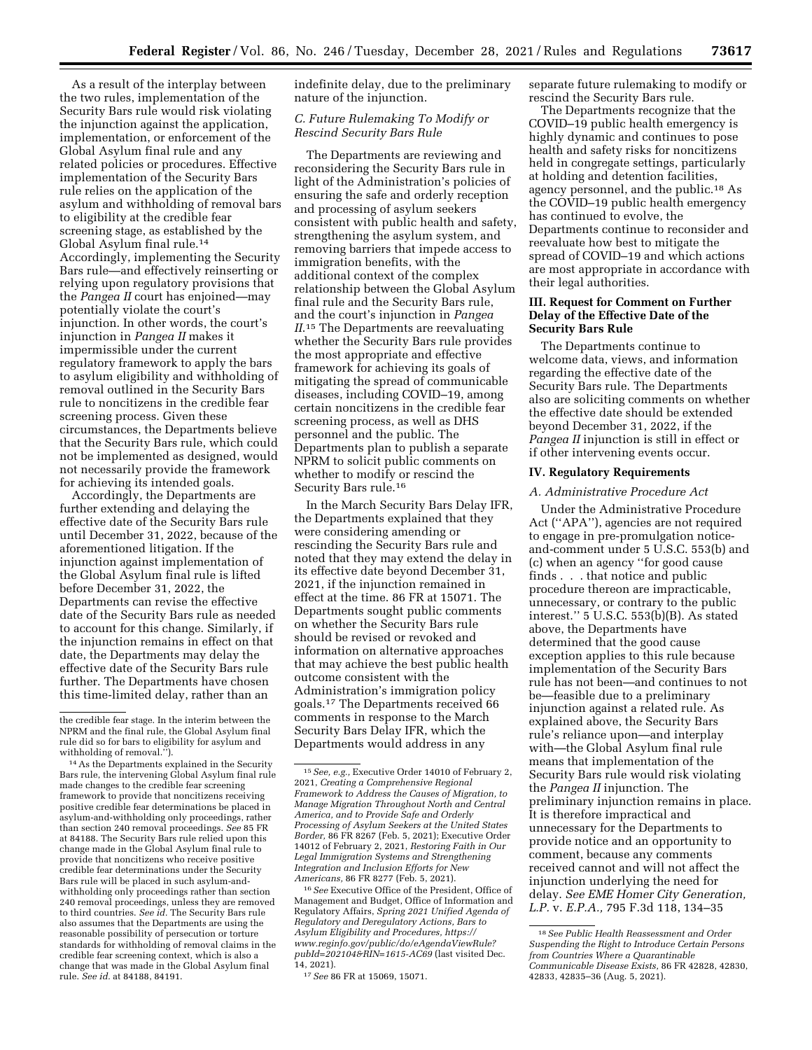As a result of the interplay between the two rules, implementation of the Security Bars rule would risk violating the injunction against the application, implementation, or enforcement of the Global Asylum final rule and any related policies or procedures. Effective implementation of the Security Bars rule relies on the application of the asylum and withholding of removal bars to eligibility at the credible fear screening stage, as established by the Global Asylum final rule.[14] Accordingly, implementing the Security Bars rule—and effectively reinserting or relying upon regulatory provisions that the *Pangea II* court has enjoined—may potentially violate the court's injunction. In other words, the court's injunction in *Pangea II* makes it impermissible under the current regulatory framework to apply the bars to asylum eligibility and withholding of removal outlined in the Security Bars rule to noncitizens in the credible fear screening process. Given these circumstances, the Departments believe that the Security Bars rule, which could not be implemented as designed, would not necessarily provide the framework for achieving its intended goals.

Accordingly, the Departments are further extending and delaying the effective date of the Security Bars rule until December 31, 2022, because of the aforementioned litigation. If the injunction against implementation of the Global Asylum final rule is lifted before December 31, 2022, the Departments can revise the effective date of the Security Bars rule as needed to account for this change. Similarly, if the injunction remains in effect on that date, the Departments may delay the effective date of the Security Bars rule further. The Departments have chosen this time-limited delay, rather than an indefinite delay, due to the preliminary nature of the injunction.

### *C. Future Rulemaking To Modify or Rescind Security Bars Rule*

The Departments are reviewing and reconsidering the Security Bars rule in light of the Administration's policies of ensuring the safe and orderly reception and processing of asylum seekers consistent with public health and safety, strengthening the asylum system, and removing barriers that impede access to immigration benefits, with the additional context of the complex relationship between the Global Asylum final rule and the Security Bars rule, and the court's injunction in *Pangea II*.[15] The Departments are reevaluating whether the Security Bars rule provides the most appropriate and effective framework for achieving its goals of mitigating the spread of communicable diseases, including COVID–19, among certain noncitizens in the credible fear screening process, as well as DHS personnel and the public. The Departments plan to publish a separate NPRM to solicit public comments on whether to modify or rescind the Security Bars rule.[16]

In the March Security Bars Delay IFR, the Departments explained that they were considering amending or rescinding the Security Bars rule and noted that they may extend the delay in its effective date beyond December 31, 2021, if the injunction remained in effect at the time. 86 FR at 15071. The Departments sought public comments on whether the Security Bars rule should be revised or revoked and information on alternative approaches that may achieve the best public health outcome consistent with the Administration's immigration policy goals.[17] The Departments received 66 comments in response to the March Security Bars Delay IFR, which the Departments would address in any separate future rulemaking to modify or rescind the Security Bars rule.

The Departments recognize that the COVID–19 public health emergency is highly dynamic and continues to pose health and safety risks for noncitizens held in congregate settings, particularly at holding and detention facilities, agency personnel, and the public.[18] As the COVID–19 public health emergency has continued to evolve, the Departments continue to reconsider and reevaluate how best to mitigate the spread of COVID–19 and which actions are most appropriate in accordance with their legal authorities.

## III. Request for Comment on Further Delay of the Effective Date of the Security Bars Rule

The Departments continue to welcome data, views, and information regarding the effective date of the Security Bars rule. The Departments also are soliciting comments on whether the effective date should be extended beyond December 31, 2022, if the *Pangea II* injunction is still in effect or if other intervening events occur.

## IV. Regulatory Requirements

### *A. Administrative Procedure Act*

Under the Administrative Procedure Act (''APA''), agencies are not required to engage in pre-promulgation notice-and-comment under 5 U.S.C. 553(b) and (c) when an agency ''for good cause finds . . . that notice and public procedure thereon are impracticable, unnecessary, or contrary to the public interest.'' 5 U.S.C. 553(b)(B). As stated above, the Departments have determined that the good cause exception applies to this rule because implementation of the Security Bars rule has not been—and continues to not be—feasible due to a preliminary injunction against a related rule. As explained above, the Security Bars rule's reliance upon—and interplay with—the Global Asylum final rule means that implementation of the Security Bars rule would risk violating the *Pangea II* injunction. The preliminary injunction remains in place. It is therefore impractical and unnecessary for the Departments to provide notice and an opportunity to comment, because any comments received cannot and will not affect the injunction underlying the need for delay. *See EME Homer City Generation, L.P.* v. *E.P.A.,* 795 F.3d 118, 134–35

---

the credible fear stage. In the interim between the NPRM and the final rule, the Global Asylum final rule did so for bars to eligibility for asylum and withholding of removal.'').

[14] As the Departments explained in the Security Bars rule, the intervening Global Asylum final rule made changes to the credible fear screening framework to provide that noncitizens receiving positive credible fear determinations be placed in asylum-and-withholding only proceedings, rather than section 240 removal proceedings. *See* 85 FR at 84188. The Security Bars rule relied upon this change made in the Global Asylum final rule to provide that noncitizens who receive positive credible fear determinations under the Security Bars rule will be placed in such asylum-and-withholding only proceedings rather than section 240 removal proceedings, unless they are removed to third countries. *See id.* The Security Bars rule also assumes that the Departments are using the reasonable possibility of persecution or torture standards for withholding of removal claims in the credible fear screening context, which is also a change that was made in the Global Asylum final rule. *See id.* at 84188, 84191.

[15] *See, e.g.,* Executive Order 14010 of February 2, 2021, *Creating a Comprehensive Regional Framework to Address the Causes of Migration, to Manage Migration Throughout North and Central America, and to Provide Safe and Orderly Processing of Asylum Seekers at the United States Border,* 86 FR 8267 (Feb. 5, 2021); Executive Order 14012 of February 2, 2021, *Restoring Faith in Our Legal Immigration Systems and Strengthening Integration and Inclusion Efforts for New Americans,* 86 FR 8277 (Feb. 5, 2021).

[16] *See* Executive Office of the President, Office of Management and Budget, Office of Information and Regulatory Affairs, *Spring 2021 Unified Agenda of Regulatory and Deregulatory Actions, Bars to Asylum Eligibility and Procedures, https://www.reginfo.gov/public/do/eAgendaViewRule?pubId=202104&RIN=1615-AC69* (last visited Dec. 14, 2021).

[17] *See* 86 FR at 15069, 15071.

[18] *See Public Health Reassessment and Order Suspending the Right to Introduce Certain Persons from Countries Where a Quarantinable Communicable Disease Exists,* 86 FR 42828, 42830, 42833, 42835–36 (Aug. 5, 2021).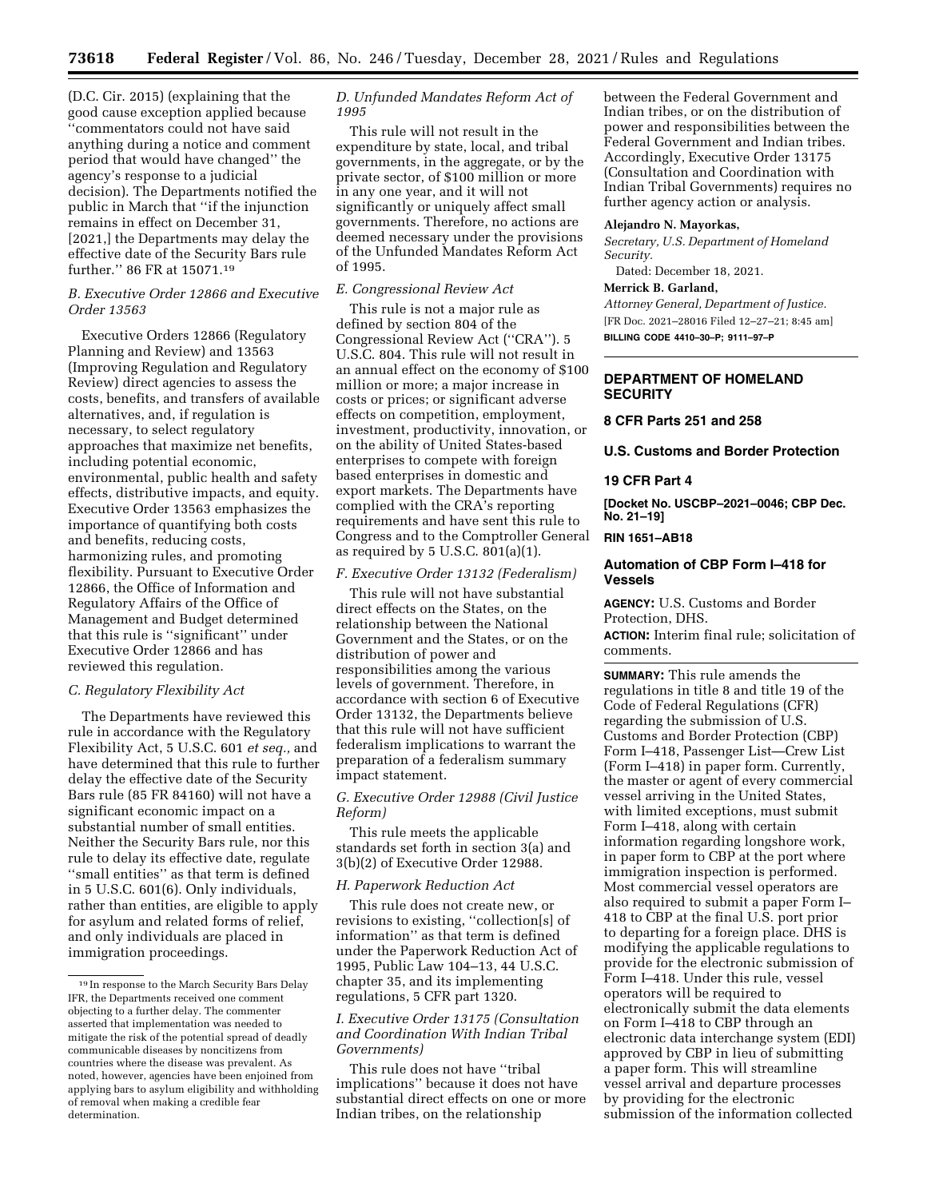(D.C. Cir. 2015) (explaining that the good cause exception applied because "commentators could not have said anything during a notice and comment period that would have changed" the agency's response to a judicial decision). The Departments notified the public in March that "if the injunction remains in effect on December 31, [2021,] the Departments may delay the effective date of the Security Bars rule further." 86 FR at 15071.[19]

### B. Executive Order 12866 and Executive Order 13563

Executive Orders 12866 (Regulatory Planning and Review) and 13563 (Improving Regulation and Regulatory Review) direct agencies to assess the costs, benefits, and transfers of available alternatives, and, if regulation is necessary, to select regulatory approaches that maximize net benefits, including potential economic, environmental, public health and safety effects, distributive impacts, and equity. Executive Order 13563 emphasizes the importance of quantifying both costs and benefits, reducing costs, harmonizing rules, and promoting flexibility. Pursuant to Executive Order 12866, the Office of Information and Regulatory Affairs of the Office of Management and Budget determined that this rule is "significant" under Executive Order 12866 and has reviewed this regulation.

### C. Regulatory Flexibility Act

The Departments have reviewed this rule in accordance with the Regulatory Flexibility Act, 5 U.S.C. 601 *et seq.,* and have determined that this rule to further delay the effective date of the Security Bars rule (85 FR 84160) will not have a significant economic impact on a substantial number of small entities. Neither the Security Bars rule, nor this rule to delay its effective date, regulate "small entities" as that term is defined in 5 U.S.C. 601(6). Only individuals, rather than entities, are eligible to apply for asylum and related forms of relief, and only individuals are placed in immigration proceedings.

[19] In response to the March Security Bars Delay IFR, the Departments received one comment objecting to a further delay. The commenter asserted that implementation was needed to mitigate the risk of the potential spread of deadly communicable diseases by noncitizens from countries where the disease was prevalent. As noted, however, agencies have been enjoined from applying bars to asylum eligibility and withholding of removal when making a credible fear determination.

### D. Unfunded Mandates Reform Act of 1995

This rule will not result in the expenditure by state, local, and tribal governments, in the aggregate, or by the private sector, of $100 million or more in any one year, and it will not significantly or uniquely affect small governments. Therefore, no actions are deemed necessary under the provisions of the Unfunded Mandates Reform Act of 1995.

### E. Congressional Review Act

This rule is not a major rule as defined by section 804 of the Congressional Review Act ("CRA"). 5 U.S.C. 804. This rule will not result in an annual effect on the economy of $100 million or more; a major increase in costs or prices; or significant adverse effects on competition, employment, investment, productivity, innovation, or on the ability of United States-based enterprises to compete with foreign based enterprises in domestic and export markets. The Departments have complied with the CRA's reporting requirements and have sent this rule to Congress and to the Comptroller General as required by 5 U.S.C. 801(a)(1).

### F. Executive Order 13132 (Federalism)

This rule will not have substantial direct effects on the States, on the relationship between the National Government and the States, or on the distribution of power and responsibilities among the various levels of government. Therefore, in accordance with section 6 of Executive Order 13132, the Departments believe that this rule will not have sufficient federalism implications to warrant the preparation of a federalism summary impact statement.

### G. Executive Order 12988 (Civil Justice Reform)

This rule meets the applicable standards set forth in section 3(a) and 3(b)(2) of Executive Order 12988.

### H. Paperwork Reduction Act

This rule does not create new, or revisions to existing, "collection[s] of information" as that term is defined under the Paperwork Reduction Act of 1995, Public Law 104–13, 44 U.S.C. chapter 35, and its implementing regulations, 5 CFR part 1320.

### I. Executive Order 13175 (Consultation and Coordination With Indian Tribal Governments)

This rule does not have "tribal implications" because it does not have substantial direct effects on one or more Indian tribes, on the relationship between the Federal Government and Indian tribes, or on the distribution of power and responsibilities between the Federal Government and Indian tribes. Accordingly, Executive Order 13175 (Consultation and Coordination with Indian Tribal Governments) requires no further agency action or analysis.

**Alejandro N. Mayorkas,**

*Secretary, U.S. Department of Homeland Security.*

Dated: December 18, 2021.

**Merrick B. Garland,**

*Attorney General, Department of Justice.*

[FR Doc. 2021–28016 Filed 12–27–21; 8:45 am]

**BILLING CODE 4410–30–P; 9111–97–P**

---

## DEPARTMENT OF HOMELAND SECURITY

### 8 CFR Parts 251 and 258

### U.S. Customs and Border Protection

### 19 CFR Part 4

**[Docket No. USCBP–2021–0046; CBP Dec. No. 21–19]**

**RIN 1651–AB18**

## Automation of CBP Form I–418 for Vessels

**AGENCY:** U.S. Customs and Border Protection, DHS.

**ACTION:** Interim final rule; solicitation of comments.

**SUMMARY:** This rule amends the regulations in title 8 and title 19 of the Code of Federal Regulations (CFR) regarding the submission of U.S. Customs and Border Protection (CBP) Form I–418, Passenger List—Crew List (Form I–418) in paper form. Currently, the master or agent of every commercial vessel arriving in the United States, with limited exceptions, must submit Form I–418, along with certain information regarding longshore work, in paper form to CBP at the port where immigration inspection is performed. Most commercial vessel operators are also required to submit a paper Form I–418 to CBP at the final U.S. port prior to departing for a foreign place. DHS is modifying the applicable regulations to provide for the electronic submission of Form I–418. Under this rule, vessel operators will be required to electronically submit the data elements on Form I–418 to CBP through an electronic data interchange system (EDI) approved by CBP in lieu of submitting a paper form. This will streamline vessel arrival and departure processes by providing for the electronic submission of the information collected